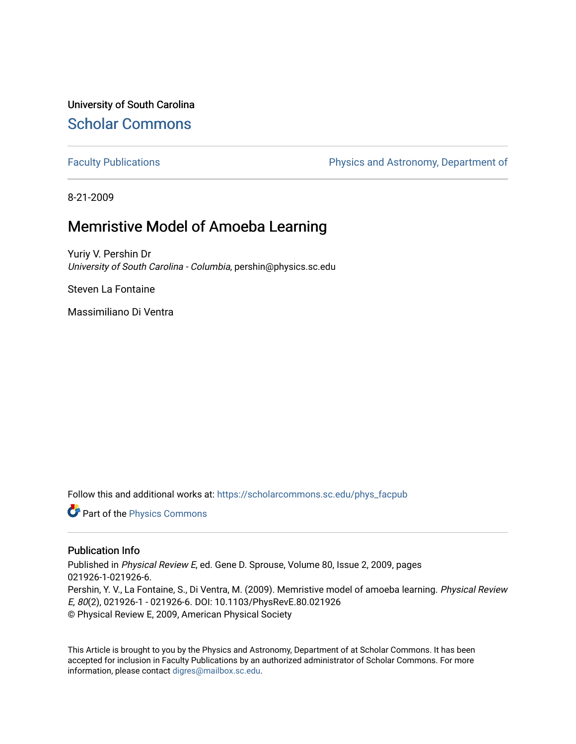University of South Carolina

## Scholar Commons

Faculty Publications | Physics and Astronomy, Department of

8-21-2009

# Memristive Model of Amoeba Learning

Yuriy V. Pershin Dr
*University of South Carolina - Columbia*, pershin@physics.sc.edu

Steven La Fontaine

Massimiliano Di Ventra

Follow this and additional works at: https://scholarcommons.sc.edu/phys_facpub

Part of the Physics Commons

### Publication Info

Published in *Physical Review E*, ed. Gene D. Sprouse, Volume 80, Issue 2, 2009, pages 021926-1-021926-6.
Pershin, Y. V., La Fontaine, S., Di Ventra, M. (2009). Memristive model of amoeba learning. *Physical Review E, 80*(2), 021926-1 - 021926-6. DOI: 10.1103/PhysRevE.80.021926
© Physical Review E, 2009, American Physical Society

This Article is brought to you by the Physics and Astronomy, Department of at Scholar Commons. It has been accepted for inclusion in Faculty Publications by an authorized administrator of Scholar Commons. For more information, please contact digres@mailbox.sc.edu.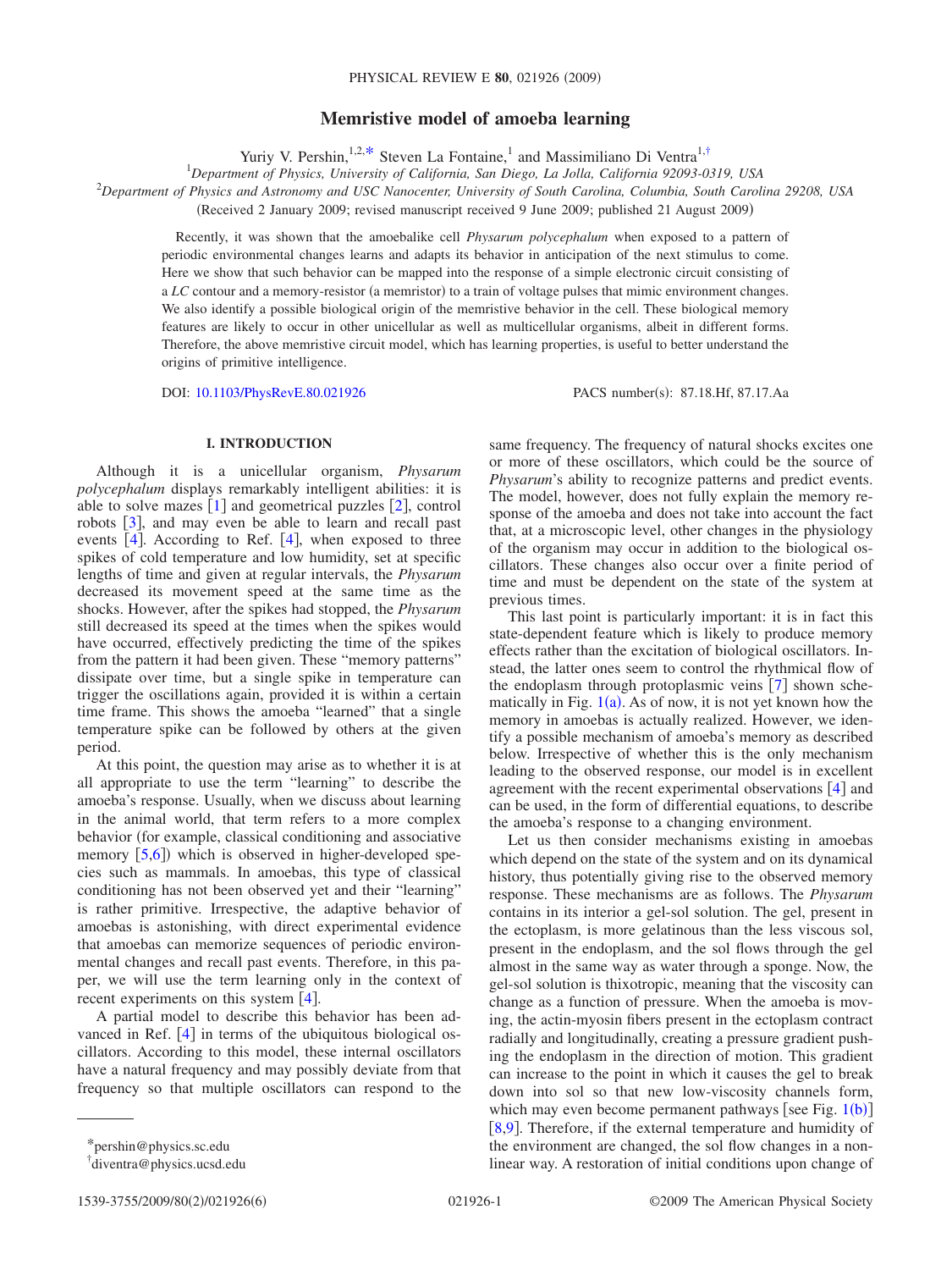# Memristive model of amoeba learning

Yuriy V. Pershin,[1,2,*] Steven La Fontaine,[1] and Massimiliano Di Ventra[1,†]

[1]*Department of Physics, University of California, San Diego, La Jolla, California 92093-0319, USA*

[2]*Department of Physics and Astronomy and USC Nanocenter, University of South Carolina, Columbia, South Carolina 29208, USA*

(Received 2 January 2009; revised manuscript received 9 June 2009; published 21 August 2009)

Recently, it was shown that the amoebalike cell *Physarum polycephalum* when exposed to a pattern of periodic environmental changes learns and adapts its behavior in anticipation of the next stimulus to come. Here we show that such behavior can be mapped into the response of a simple electronic circuit consisting of a *LC* contour and a memory-resistor (a memristor) to a train of voltage pulses that mimic environment changes. We also identify a possible biological origin of the memristive behavior in the cell. These biological memory features are likely to occur in other unicellular as well as multicellular organisms, albeit in different forms. Therefore, the above memristive circuit model, which has learning properties, is useful to better understand the origins of primitive intelligence.

DOI: 10.1103/PhysRevE.80.021926 PACS number(s): 87.18.Hf, 87.17.Aa

## I. INTRODUCTION

Although it is a unicellular organism, *Physarum polycephalum* displays remarkably intelligent abilities: it is able to solve mazes [1] and geometrical puzzles [2], control robots [3], and may even be able to learn and recall past events [4]. According to Ref. [4], when exposed to three spikes of cold temperature and low humidity, set at specific lengths of time and given at regular intervals, the *Physarum* decreased its movement speed at the same time as the shocks. However, after the spikes had stopped, the *Physarum* still decreased its speed at the times when the spikes would have occurred, effectively predicting the time of the spikes from the pattern it had been given. These "memory patterns" dissipate over time, but a single spike in temperature can trigger the oscillations again, provided it is within a certain time frame. This shows the amoeba "learned" that a single temperature spike can be followed by others at the given period.

At this point, the question may arise as to whether it is at all appropriate to use the term "learning" to describe the amoeba's response. Usually, when we discuss about learning in the animal world, that term refers to a more complex behavior (for example, classical conditioning and associative memory [5,6]) which is observed in higher-developed species such as mammals. In amoebas, this type of classical conditioning has not been observed yet and their "learning" is rather primitive. Irrespective, the adaptive behavior of amoebas is astonishing, with direct experimental evidence that amoebas can memorize sequences of periodic environmental changes and recall past events. Therefore, in this paper, we will use the term learning only in the context of recent experiments on this system [4].

A partial model to describe this behavior has been advanced in Ref. [4] in terms of the ubiquitous biological oscillators. According to this model, these internal oscillators have a natural frequency and may possibly deviate from that frequency so that multiple oscillators can respond to the same frequency. The frequency of natural shocks excites one or more of these oscillators, which could be the source of *Physarum*'s ability to recognize patterns and predict events. The model, however, does not fully explain the memory response of the amoeba and does not take into account the fact that, at a microscopic level, other changes in the physiology of the organism may occur in addition to the biological oscillators. These changes also occur over a finite period of time and must be dependent on the state of the system at previous times.

This last point is particularly important: it is in fact this state-dependent feature which is likely to produce memory effects rather than the excitation of biological oscillators. Instead, the latter ones seem to control the rhythmical flow of the endoplasm through protoplasmic veins [7] shown schematically in Fig. 1(a). As of now, it is not yet known how the memory in amoebas is actually realized. However, we identify a possible mechanism of amoeba's memory as described below. Irrespective of whether this is the only mechanism leading to the observed response, our model is in excellent agreement with the recent experimental observations [4] and can be used, in the form of differential equations, to describe the amoeba's response to a changing environment.

Let us then consider mechanisms existing in amoebas which depend on the state of the system and on its dynamical history, thus potentially giving rise to the observed memory response. These mechanisms are as follows. The *Physarum* contains in its interior a gel-sol solution. The gel, present in the ectoplasm, is more gelatinous than the less viscous sol, present in the endoplasm, and the sol flows through the gel almost in the same way as water through a sponge. Now, the gel-sol solution is thixotropic, meaning that the viscosity can change as a function of pressure. When the amoeba is moving, the actin-myosin fibers present in the ectoplasm contract radially and longitudinally, creating a pressure gradient pushing the endoplasm in the direction of motion. This gradient can increase to the point in which it causes the gel to break down into sol so that new low-viscosity channels form, which may even become permanent pathways [see Fig. 1(b)] [8,9]. Therefore, if the external temperature and humidity of the environment are changed, the sol flow changes in a nonlinear way. A restoration of initial conditions upon change of

*pershin@physics.sc.edu

†diventra@physics.ucsd.edu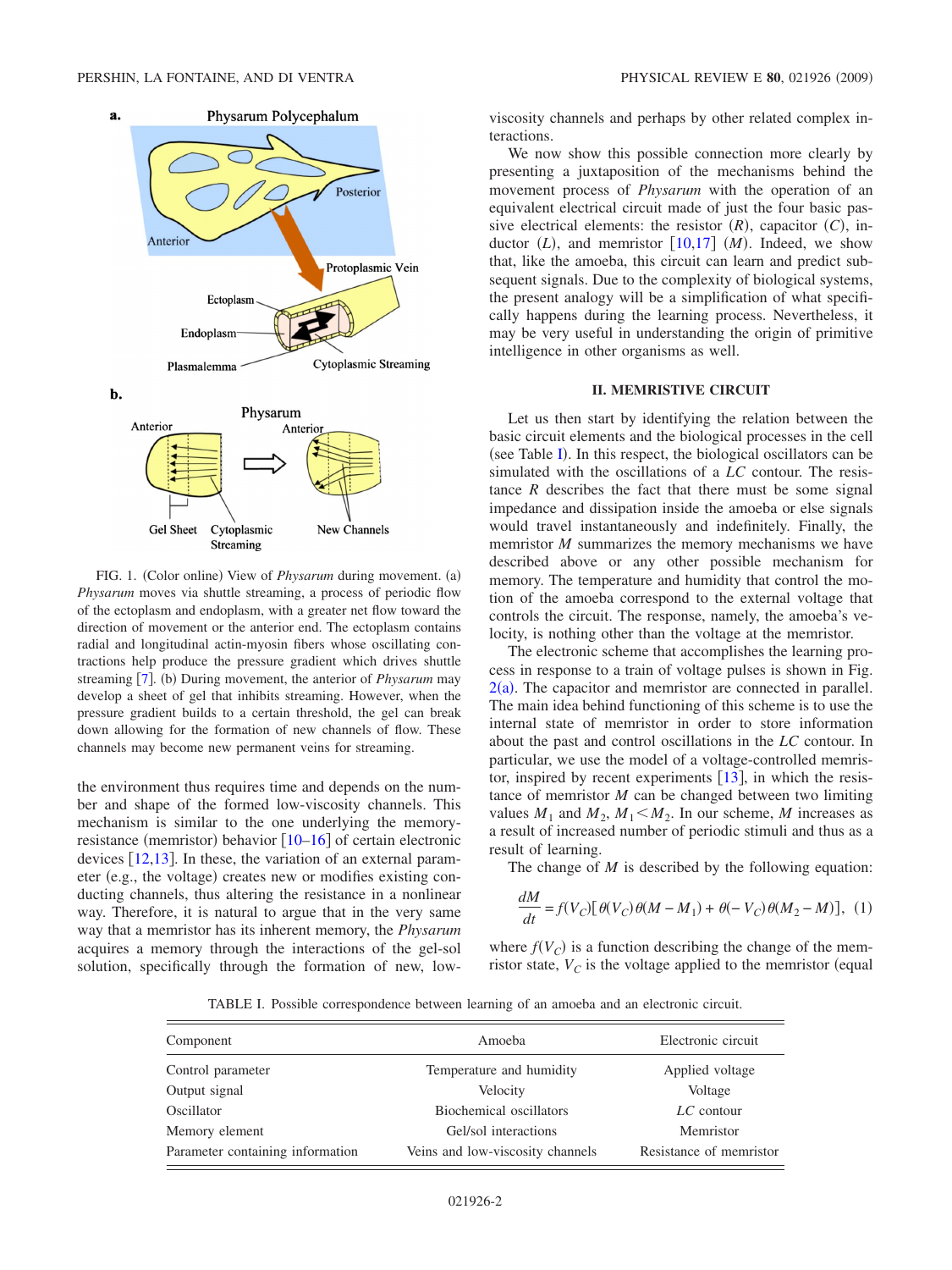FIG. 1. (Color online) View of *Physarum* during movement. (a) *Physarum* moves via shuttle streaming, a process of periodic flow of the ectoplasm and endoplasm, with a greater net flow toward the direction of movement or the anterior end. The ectoplasm contains radial and longitudinal actin-myosin fibers whose oscillating contractions help produce the pressure gradient which drives shuttle streaming [7]. (b) During movement, the anterior of *Physarum* may develop a sheet of gel that inhibits streaming. However, when the pressure gradient builds to a certain threshold, the gel can break down allowing for the formation of new channels of flow. These channels may become new permanent veins for streaming.

the environment thus requires time and depends on the number and shape of the formed low-viscosity channels. This mechanism is similar to the one underlying the memory-resistance (memristor) behavior [10–16] of certain electronic devices [12,13]. In these, the variation of an external parameter (e.g., the voltage) creates new or modifies existing conducting channels, thus altering the resistance in a nonlinear way. Therefore, it is natural to argue that in the very same way that a memristor has its inherent memory, the *Physarum* acquires a memory through the interactions of the gel-sol solution, specifically through the formation of new, low-viscosity channels and perhaps by other related complex interactions.

We now show this possible connection more clearly by presenting a juxtaposition of the mechanisms behind the movement process of *Physarum* with the operation of an equivalent electrical circuit made of just the four basic passive electrical elements: the resistor ($R$), capacitor ($C$), inductor ($L$), and memristor [10,17] ($M$). Indeed, we show that, like the amoeba, this circuit can learn and predict subsequent signals. Due to the complexity of biological systems, the present analogy will be a simplification of what specifically happens during the learning process. Nevertheless, it may be very useful in understanding the origin of primitive intelligence in other organisms as well.

## II. MEMRISTIVE CIRCUIT

Let us then start by identifying the relation between the basic circuit elements and the biological processes in the cell (see Table I). In this respect, the biological oscillators can be simulated with the oscillations of a $LC$ contour. The resistance $R$ describes the fact that there must be some signal impedance and dissipation inside the amoeba or else signals would travel instantaneously and indefinitely. Finally, the memristor $M$ summarizes the memory mechanisms we have described above or any other possible mechanism for memory. The temperature and humidity that control the motion of the amoeba correspond to the external voltage that controls the circuit. The response, namely, the amoeba's velocity, is nothing other than the voltage at the memristor.

The electronic scheme that accomplishes the learning process in response to a train of voltage pulses is shown in Fig. 2(a). The capacitor and memristor are connected in parallel. The main idea behind functioning of this scheme is to use the internal state of memristor in order to store information about the past and control oscillations in the $LC$ contour. In particular, we use the model of a voltage-controlled memristor, inspired by recent experiments [13], in which the resistance of memristor $M$ can be changed between two limiting values $M_1$ and $M_2$, $M_1 < M_2$. In our scheme, $M$ increases as a result of increased number of periodic stimuli and thus as a result of learning.

The change of $M$ is described by the following equation:

$$\frac{dM}{dt} = f(V_C)[\theta(V_C)\theta(M - M_1) + \theta(-V_C)\theta(M_2 - M)], \quad (1)$$

where $f(V_C)$ is a function describing the change of the memristor state, $V_C$ is the voltage applied to the memristor (equal

TABLE I. Possible correspondence between learning of an amoeba and an electronic circuit.

| Component | Amoeba | Electronic circuit |
|---|---|---|
| Control parameter | Temperature and humidity | Applied voltage |
| Output signal | Velocity | Voltage |
| Oscillator | Biochemical oscillators | $LC$ contour |
| Memory element | Gel/sol interactions | Memristor |
| Parameter containing information | Veins and low-viscosity channels | Resistance of memristor |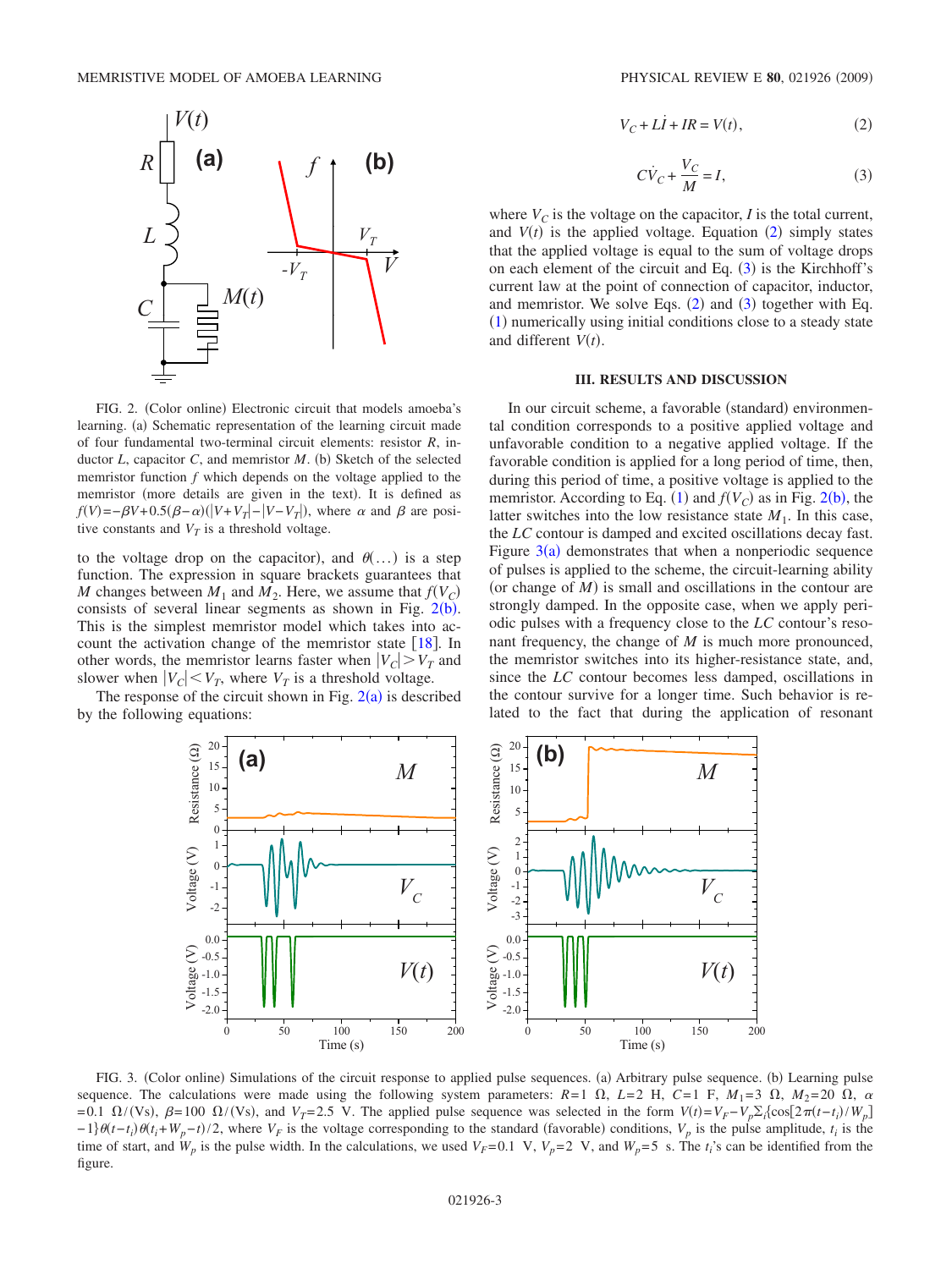FIG. 2. (Color online) Electronic circuit that models amoeba's learning. (a) Schematic representation of the learning circuit made of four fundamental two-terminal circuit elements: resistor $R$, inductor $L$, capacitor $C$, and memristor $M$. (b) Sketch of the selected memristor function $f$ which depends on the voltage applied to the memristor (more details are given in the text). It is defined as $f(V)=-\beta V+0.5(\beta-\alpha)(|V+V_T|-|V-V_T|)$, where $\alpha$ and $\beta$ are positive constants and $V_T$ is a threshold voltage.

to the voltage drop on the capacitor), and $\theta(\ldots)$ is a step function. The expression in square brackets guarantees that $M$ changes between $M_1$ and $M_2$. Here, we assume that $f(V_C)$ consists of several linear segments as shown in Fig. 2(b). This is the simplest memristor model which takes into account the activation change of the memristor state [18]. In other words, the memristor learns faster when $|V_C|>V_T$ and slower when $|V_C|<V_T$, where $V_T$ is a threshold voltage.

The response of the circuit shown in Fig. 2(a) is described by the following equations:

$$V_C + L\dot{I} + IR = V(t), \tag{2}$$

$$C\dot{V}_C + \frac{V_C}{M} = I, \tag{3}$$

where $V_C$ is the voltage on the capacitor, $I$ is the total current, and $V(t)$ is the applied voltage. Equation (2) simply states that the applied voltage is equal to the sum of voltage drops on each element of the circuit and Eq. (3) is the Kirchhoff's current law at the point of connection of capacitor, inductor, and memristor. We solve Eqs. (2) and (3) together with Eq. (1) numerically using initial conditions close to a steady state and different $V(t)$.

## III. RESULTS AND DISCUSSION

In our circuit scheme, a favorable (standard) environmental condition corresponds to a positive applied voltage and unfavorable condition to a negative applied voltage. If the favorable condition is applied for a long period of time, then, during this period of time, a positive voltage is applied to the memristor. According to Eq. (1) and $f(V_C)$ as in Fig. 2(b), the latter switches into the low resistance state $M_1$. In this case, the $LC$ contour is damped and excited oscillations decay fast. Figure 3(a) demonstrates that when a nonperiodic sequence of pulses is applied to the scheme, the circuit-learning ability (or change of $M$) is small and oscillations in the contour are strongly damped. In the opposite case, when we apply periodic pulses with a frequency close to the $LC$ contour's resonant frequency, the change of $M$ is much more pronounced, the memristor switches into its higher-resistance state, and, since the $LC$ contour becomes less damped, oscillations in the contour survive for a longer time. Such behavior is related to the fact that during the application of resonant

FIG. 3. (Color online) Simulations of the circuit response to applied pulse sequences. (a) Arbitrary pulse sequence. (b) Learning pulse sequence. The calculations were made using the following system parameters: $R=1\ \Omega$, $L=2$ H, $C=1$ F, $M_1=3\ \Omega$, $M_2=20\ \Omega$, $\alpha=0.1\ \Omega/(\text{Vs})$, $\beta=100\ \Omega/(\text{Vs})$, and $V_T=2.5$ V. The applied pulse sequence was selected in the form $V(t)=V_F-V_p\Sigma_i\{\cos[2\pi(t-t_i)/W_p]-1\}\theta(t-t_i)\theta(t_i+W_p-t)/2$, where $V_F$ is the voltage corresponding to the standard (favorable) conditions, $V_p$ is the pulse amplitude, $t_i$ is the time of start, and $W_p$ is the pulse width. In the calculations, we used $V_F=0.1$ V, $V_p=2$ V, and $W_p=5$ s. The $t_i$'s can be identified from the figure.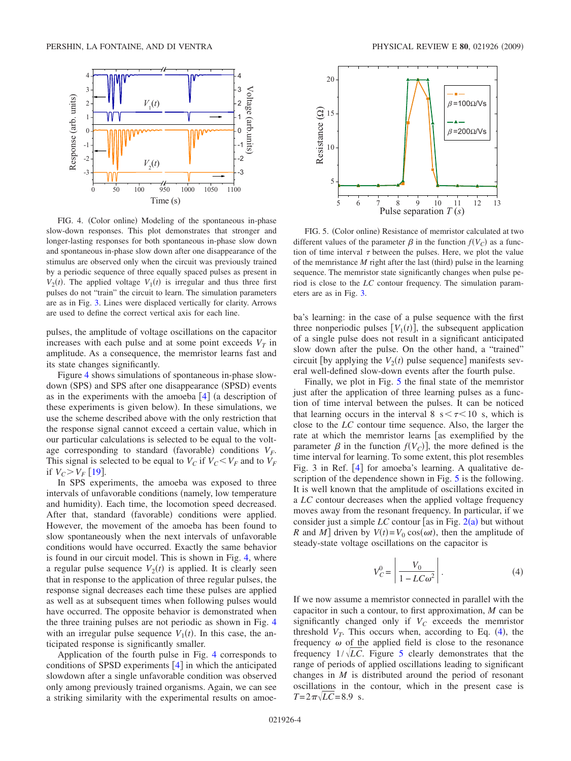FIG. 4. (Color online) Modeling of the spontaneous in-phase slow-down responses. This plot demonstrates that stronger and longer-lasting responses for both spontaneous in-phase slow down and spontaneous in-phase slow down after one disappearance of the stimulus are observed only when the circuit was previously trained by a periodic sequence of three equally spaced pulses as present in $V_2(t)$. The applied voltage $V_1(t)$ is irregular and thus three first pulses do not "train" the circuit to learn. The simulation parameters are as in Fig. 3. Lines were displaced vertically for clarity. Arrows are used to define the correct vertical axis for each line.

pulses, the amplitude of voltage oscillations on the capacitor increases with each pulse and at some point exceeds $V_T$ in amplitude. As a consequence, the memristor learns fast and its state changes significantly.

Figure 4 shows simulations of spontaneous in-phase slow-down (SPS) and SPS after one disappearance (SPSD) events as in the experiments with the amoeba [4] (a description of these experiments is given below). In these simulations, we use the scheme described above with the only restriction that the response signal cannot exceed a certain value, which in our particular calculations is selected to be equal to the voltage corresponding to standard (favorable) conditions $V_F$. This signal is selected to be equal to $V_C$ if $V_C < V_F$ and to $V_F$ if $V_C > V_F$ [19].

In SPS experiments, the amoeba was exposed to three intervals of unfavorable conditions (namely, low temperature and humidity). Each time, the locomotion speed decreased. After that, standard (favorable) conditions were applied. However, the movement of the amoeba has been found to slow spontaneously when the next intervals of unfavorable conditions would have occurred. Exactly the same behavior is found in our circuit model. This is shown in Fig. 4, where a regular pulse sequence $V_2(t)$ is applied. It is clearly seen that in response to the application of three regular pulses, the response signal decreases each time these pulses are applied as well as at subsequent times when following pulses would have occurred. The opposite behavior is demonstrated when the three training pulses are not periodic as shown in Fig. 4 with an irregular pulse sequence $V_1(t)$. In this case, the anticipated response is significantly smaller.

Application of the fourth pulse in Fig. 4 corresponds to conditions of SPSD experiments [4] in which the anticipated slowdown after a single unfavorable condition was observed only among previously trained organisms. Again, we can see a striking similarity with the experimental results on amoeba's learning: in the case of a pulse sequence with the first three nonperiodic pulses [$V_1(t)$], the subsequent application of a single pulse does not result in a significant anticipated slow down after the pulse. On the other hand, a "trained" circuit [by applying the $V_2(t)$ pulse sequence] manifests several well-defined slow-down events after the fourth pulse.

FIG. 5. (Color online) Resistance of memristor calculated at two different values of the parameter $\beta$ in the function $f(V_C)$ as a function of time interval $\tau$ between the pulses. Here, we plot the value of the memristance $M$ right after the last (third) pulse in the learning sequence. The memristor state significantly changes when pulse period is close to the $LC$ contour frequency. The simulation parameters are as in Fig. 3.

Finally, we plot in Fig. 5 the final state of the memristor just after the application of three learning pulses as a function of time interval between the pulses. It can be noticed that learning occurs in the interval 8 s$<\tau<$10 s, which is close to the $LC$ contour time sequence. Also, the larger the rate at which the memristor learns [as exemplified by the parameter $\beta$ in the function $f(V_C)$], the more defined is the time interval for learning. To some extent, this plot resembles Fig. 3 in Ref. [4] for amoeba's learning. A qualitative description of the dependence shown in Fig. 5 is the following. It is well known that the amplitude of oscillations excited in a $LC$ contour decreases when the applied voltage frequency moves away from the resonant frequency. In particular, if we consider just a simple $LC$ contour [as in Fig. 2(a) but without $R$ and $M$] driven by $V(t)=V_0 \cos(\omega t)$, then the amplitude of steady-state voltage oscillations on the capacitor is

$$V_C^0 = \left| \frac{V_0}{1 - LC\omega^2} \right| . \tag{4}$$

If we now assume a memristor connected in parallel with the capacitor in such a contour, to first approximation, $M$ can be significantly changed only if $V_C$ exceeds the memristor threshold $V_T$. This occurs when, according to Eq. (4), the frequency $\omega$ of the applied field is close to the resonance frequency $1/\sqrt{LC}$. Figure 5 clearly demonstrates that the range of periods of applied oscillations leading to significant changes in $M$ is distributed around the period of resonant oscillations in the contour, which in the present case is $T = 2\pi\sqrt{LC} = 8.9$ s.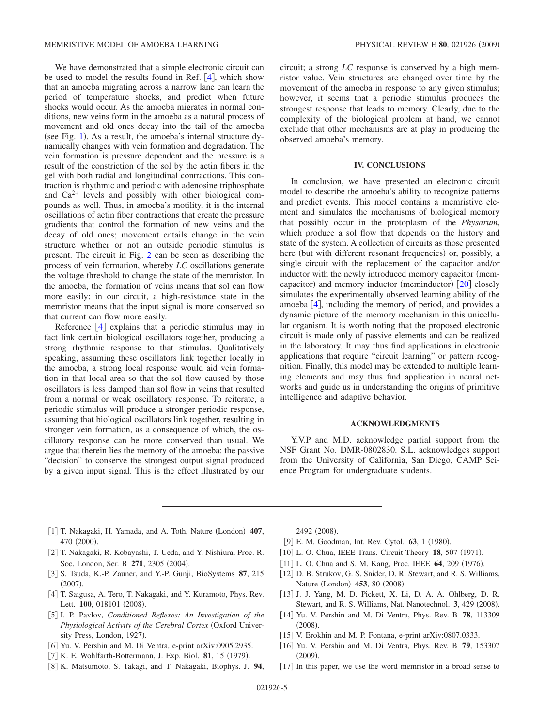We have demonstrated that a simple electronic circuit can be used to model the results found in Ref. [4], which show that an amoeba migrating across a narrow lane can learn the period of temperature shocks, and predict when future shocks would occur. As the amoeba migrates in normal conditions, new veins form in the amoeba as a natural process of movement and old ones decay into the tail of the amoeba (see Fig. 1). As a result, the amoeba's internal structure dynamically changes with vein formation and degradation. The vein formation is pressure dependent and the pressure is a result of the constriction of the sol by the actin fibers in the gel with both radial and longitudinal contractions. This contraction is rhythmic and periodic with adenosine triphosphate and $Ca^{2+}$ levels and possibly with other biological compounds as well. Thus, in amoeba's motility, it is the internal oscillations of actin fiber contractions that create the pressure gradients that control the formation of new veins and the decay of old ones; movement entails change in the vein structure whether or not an outside periodic stimulus is present. The circuit in Fig. 2 can be seen as describing the process of vein formation, whereby *LC* oscillations generate the voltage threshold to change the state of the memristor. In the amoeba, the formation of veins means that sol can flow more easily; in our circuit, a high-resistance state in the memristor means that the input signal is more conserved so that current can flow more easily.

Reference [4] explains that a periodic stimulus may in fact link certain biological oscillators together, producing a strong rhythmic response to that stimulus. Qualitatively speaking, assuming these oscillators link together locally in the amoeba, a strong local response would aid vein formation in that local area so that the sol flow caused by those oscillators is less damped than sol flow in veins that resulted from a normal or weak oscillatory response. To reiterate, a periodic stimulus will produce a stronger periodic response, assuming that biological oscillators link together, resulting in stronger vein formation, as a consequence of which, the oscillatory response can be more conserved than usual. We argue that therein lies the memory of the amoeba: the passive "decision" to conserve the strongest output signal produced by a given input signal. This is the effect illustrated by our circuit; a strong *LC* response is conserved by a high memristor value. Vein structures are changed over time by the movement of the amoeba in response to any given stimulus; however, it seems that a periodic stimulus produces the strongest response that leads to memory. Clearly, due to the complexity of the biological problem at hand, we cannot exclude that other mechanisms are at play in producing the observed amoeba's memory.

## IV. CONCLUSIONS

In conclusion, we have presented an electronic circuit model to describe the amoeba's ability to recognize patterns and predict events. This model contains a memristive element and simulates the mechanisms of biological memory that possibly occur in the protoplasm of the *Physarum*, which produce a sol flow that depends on the history and state of the system. A collection of circuits as those presented here (but with different resonant frequencies) or, possibly, a single circuit with the replacement of the capacitor and/or inductor with the newly introduced memory capacitor (memcapacitor) and memory inductor (meminductor) [20] closely simulates the experimentally observed learning ability of the amoeba [4], including the memory of period, and provides a dynamic picture of the memory mechanism in this unicellular organism. It is worth noting that the proposed electronic circuit is made only of passive elements and can be realized in the laboratory. It may thus find applications in electronic applications that require "circuit learning" or pattern recognition. Finally, this model may be extended to multiple learning elements and may thus find application in neural networks and guide us in understanding the origins of primitive intelligence and adaptive behavior.

## ACKNOWLEDGMENTS

Y.V.P and M.D. acknowledge partial support from the NSF Grant No. DMR-0802830. S.L. acknowledges support from the University of California, San Diego, CAMP Science Program for undergraduate students.

---

[1] T. Nakagaki, H. Yamada, and A. Toth, Nature (London) **407**, 470 (2000).

[2] T. Nakagaki, R. Kobayashi, T. Ueda, and Y. Nishiura, Proc. R. Soc. London, Ser. B **271**, 2305 (2004).

[3] S. Tsuda, K.-P. Zauner, and Y.-P. Gunji, BioSystems **87**, 215 (2007).

[4] T. Saigusa, A. Tero, T. Nakagaki, and Y. Kuramoto, Phys. Rev. Lett. **100**, 018101 (2008).

[5] I. P. Pavlov, *Conditioned Reflexes: An Investigation of the Physiological Activity of the Cerebral Cortex* (Oxford University Press, London, 1927).

[6] Yu. V. Pershin and M. Di Ventra, e-print arXiv:0905.2935.

[7] K. E. Wohlfarth-Bottermann, J. Exp. Biol. **81**, 15 (1979).

[8] K. Matsumoto, S. Takagi, and T. Nakagaki, Biophys. J. **94**, 2492 (2008).

[9] E. M. Goodman, Int. Rev. Cytol. **63**, 1 (1980).

[10] L. O. Chua, IEEE Trans. Circuit Theory **18**, 507 (1971).

[11] L. O. Chua and S. M. Kang, Proc. IEEE **64**, 209 (1976).

[12] D. B. Strukov, G. S. Snider, D. R. Stewart, and R. S. Williams, Nature (London) **453**, 80 (2008).

[13] J. J. Yang, M. D. Pickett, X. Li, D. A. A. Ohlberg, D. R. Stewart, and R. S. Williams, Nat. Nanotechnol. **3**, 429 (2008).

[14] Yu. V. Pershin and M. Di Ventra, Phys. Rev. B **78**, 113309 (2008).

[15] V. Erokhin and M. P. Fontana, e-print arXiv:0807.0333.

[16] Yu. V. Pershin and M. Di Ventra, Phys. Rev. B **79**, 153307 (2009).

[17] In this paper, we use the word memristor in a broad sense to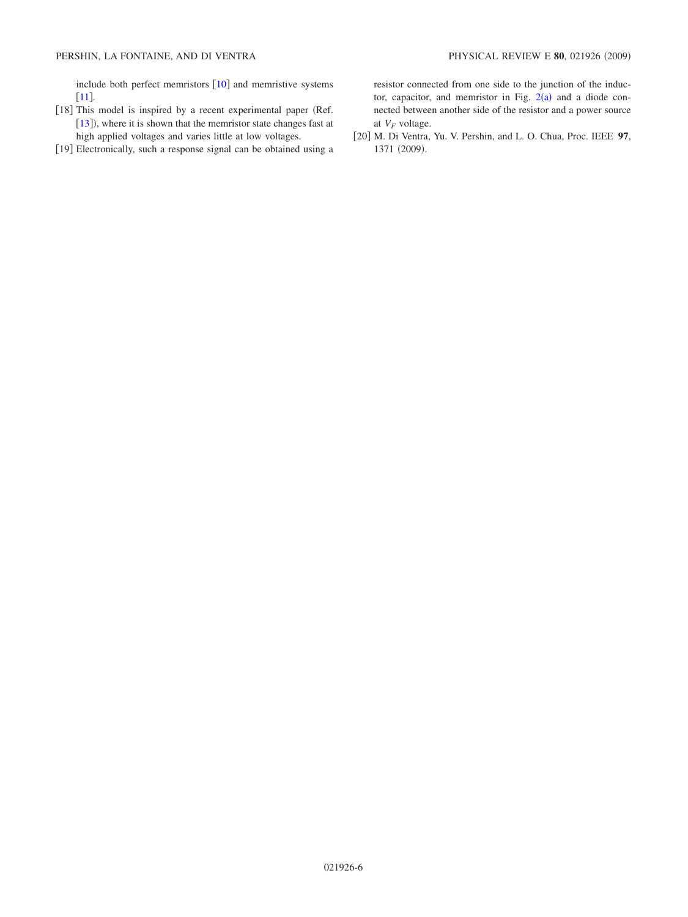include both perfect memristors [10] and memristive systems [11].

[18] This model is inspired by a recent experimental paper (Ref. [13]), where it is shown that the memristor state changes fast at high applied voltages and varies little at low voltages.

[19] Electronically, such a response signal can be obtained using a resistor connected from one side to the junction of the inductor, capacitor, and memristor in Fig. 2(a) and a diode connected between another side of the resistor and a power source at $V_F$ voltage.

[20] M. Di Ventra, Yu. V. Pershin, and L. O. Chua, Proc. IEEE **97**, 1371 (2009).